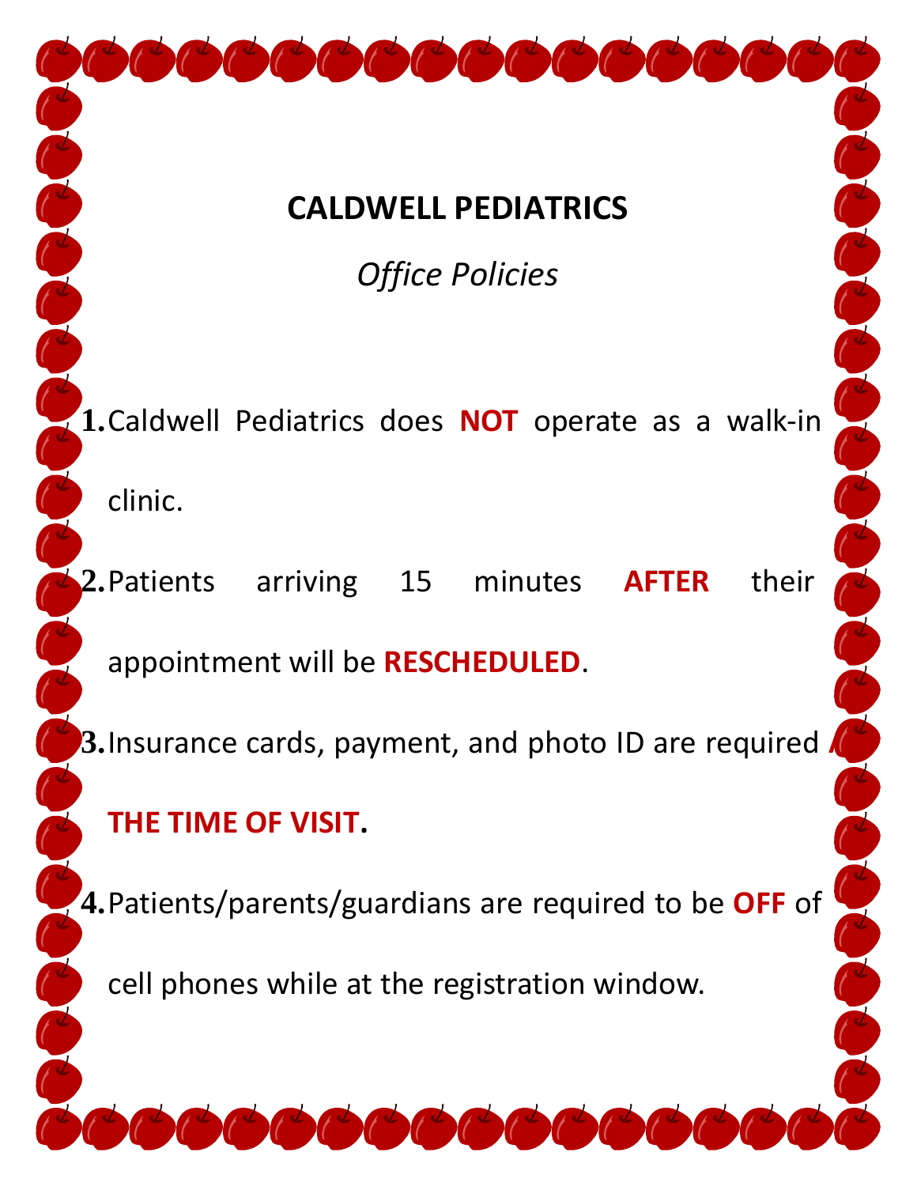# CALDWELL PEDIATRICS

*Office Policies*

1. Caldwell Pediatrics does **NOT** operate as a walk-in clinic.
2. Patients arriving 15 minutes **AFTER** their appointment will be **RESCHEDULED**.
3. Insurance cards, payment, and photo ID are required **AT THE TIME OF VISIT**.
4. Patients/parents/guardians are required to be **OFF** of cell phones while at the registration window.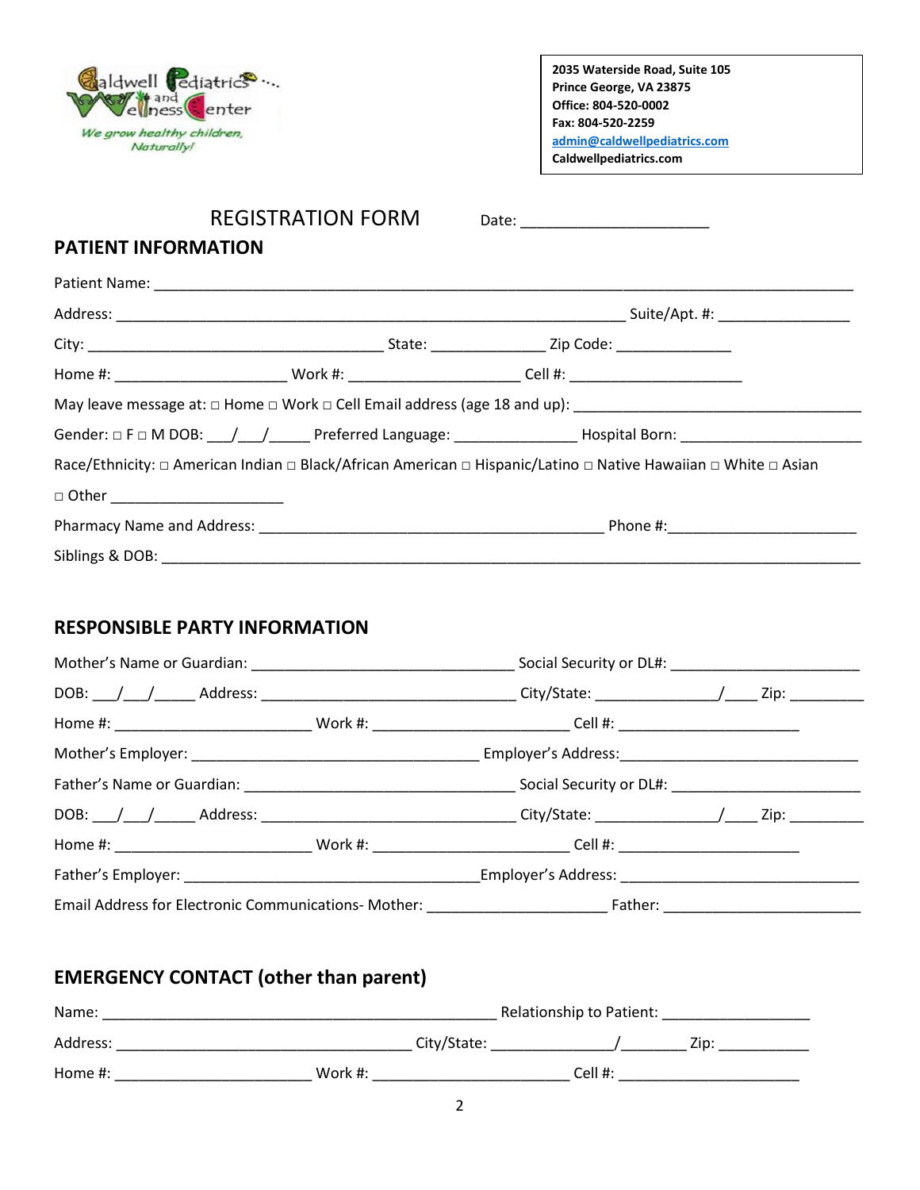Caldwell Pediatrics and Wellness Center

*We grow healthy children, Naturally!*

**2035 Waterside Road, Suite 105**
**Prince George, VA 23875**
**Office: 804-520-0002**
**Fax: 804-520-2259**
**admin@caldwellpediatrics.com**
**Caldwellpediatrics.com**

# REGISTRATION FORM

Date: ____________________

## PATIENT INFORMATION

Patient Name: ______________________________________________________________________________

Address: ________________________________________________________ Suite/Apt. #: ______________

City: ________________________________ State: ____________ Zip Code: ____________

Home #: ___________________ Work #: ___________________ Cell #: ___________________

May leave message at: □ Home □ Work □ Cell Email address (age 18 and up): _______________________________

Gender: □ F □ M DOB: ___/___/_____ Preferred Language: _____________ Hospital Born: ____________________

Race/Ethnicity: □ American Indian □ Black/African American □ Hispanic/Latino □ Native Hawaiian □ White □ Asian

□ Other ___________________

Pharmacy Name and Address: ______________________________________ Phone #:_____________________

Siblings & DOB: ____________________________________________________________________________

## RESPONSIBLE PARTY INFORMATION

Mother's Name or Guardian: _____________________________ Social Security or DL#: _____________________

DOB: ___/___/_____ Address: ____________________________ City/State: _____________/____ Zip: ________

Home #: ______________________ Work #: ______________________ Cell #: ____________________

Mother's Employer: ________________________________ Employer's Address:___________________________

Father's Name or Guardian: ______________________________ Social Security or DL#: _____________________

DOB: ___/___/_____ Address: ____________________________ City/State: _____________/____ Zip: ________

Home #: ______________________ Work #: ______________________ Cell #: ____________________

Father's Employer: _________________________________Employer's Address: ___________________________

Email Address for Electronic Communications- Mother: ____________________ Father: _____________________

## EMERGENCY CONTACT (other than parent)

Name: _____________________________________________ Relationship to Patient: ________________

Address: _________________________________ City/State: _____________/________ Zip: __________

Home #: ______________________ Work #: ______________________ Cell #: ____________________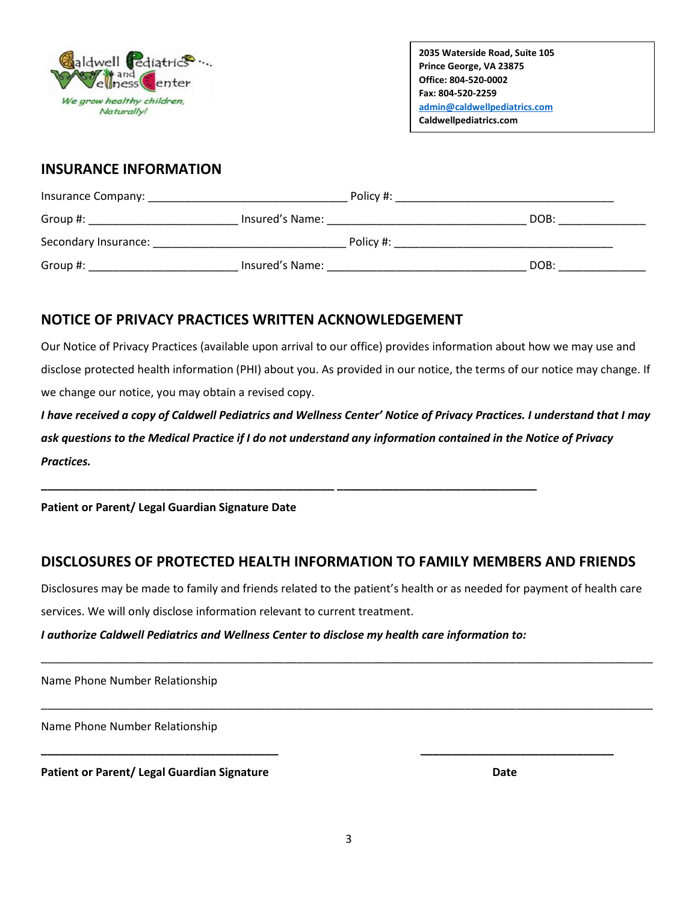2035 Waterside Road, Suite 105
Prince George, VA 23875
Office: 804-520-0002
Fax: 804-520-2259
admin@caldwellpediatrics.com
Caldwellpediatrics.com

## INSURANCE INFORMATION

Insurance Company: ________________________________ Policy #: ___________________________________

Group #: ________________________ Insured's Name: ________________________________ DOB: ______________

Secondary Insurance: ______________________________ Policy #: ___________________________________

Group #: ________________________ Insured's Name: ________________________________ DOB: ______________

## NOTICE OF PRIVACY PRACTICES WRITTEN ACKNOWLEDGEMENT

Our Notice of Privacy Practices (available upon arrival to our office) provides information about how we may use and disclose protected health information (PHI) about you. As provided in our notice, the terms of our notice may change. If we change our notice, you may obtain a revised copy.

***I have received a copy of Caldwell Pediatrics and Wellness Center' Notice of Privacy Practices. I understand that I may ask questions to the Medical Practice if I do not understand any information contained in the Notice of Privacy Practices.***

_______________________________________________ ________________________________

**Patient or Parent/ Legal Guardian Signature Date**

## DISCLOSURES OF PROTECTED HEALTH INFORMATION TO FAMILY MEMBERS AND FRIENDS

Disclosures may be made to family and friends related to the patient's health or as needed for payment of health care services. We will only disclose information relevant to current treatment.

***I authorize Caldwell Pediatrics and Wellness Center to disclose my health care information to:***

_____________________________________________________________________________________________

Name Phone Number Relationship

_____________________________________________________________________________________________

Name Phone Number Relationship

______________________________________ ________________________________

**Patient or Parent/ Legal Guardian Signature** **Date**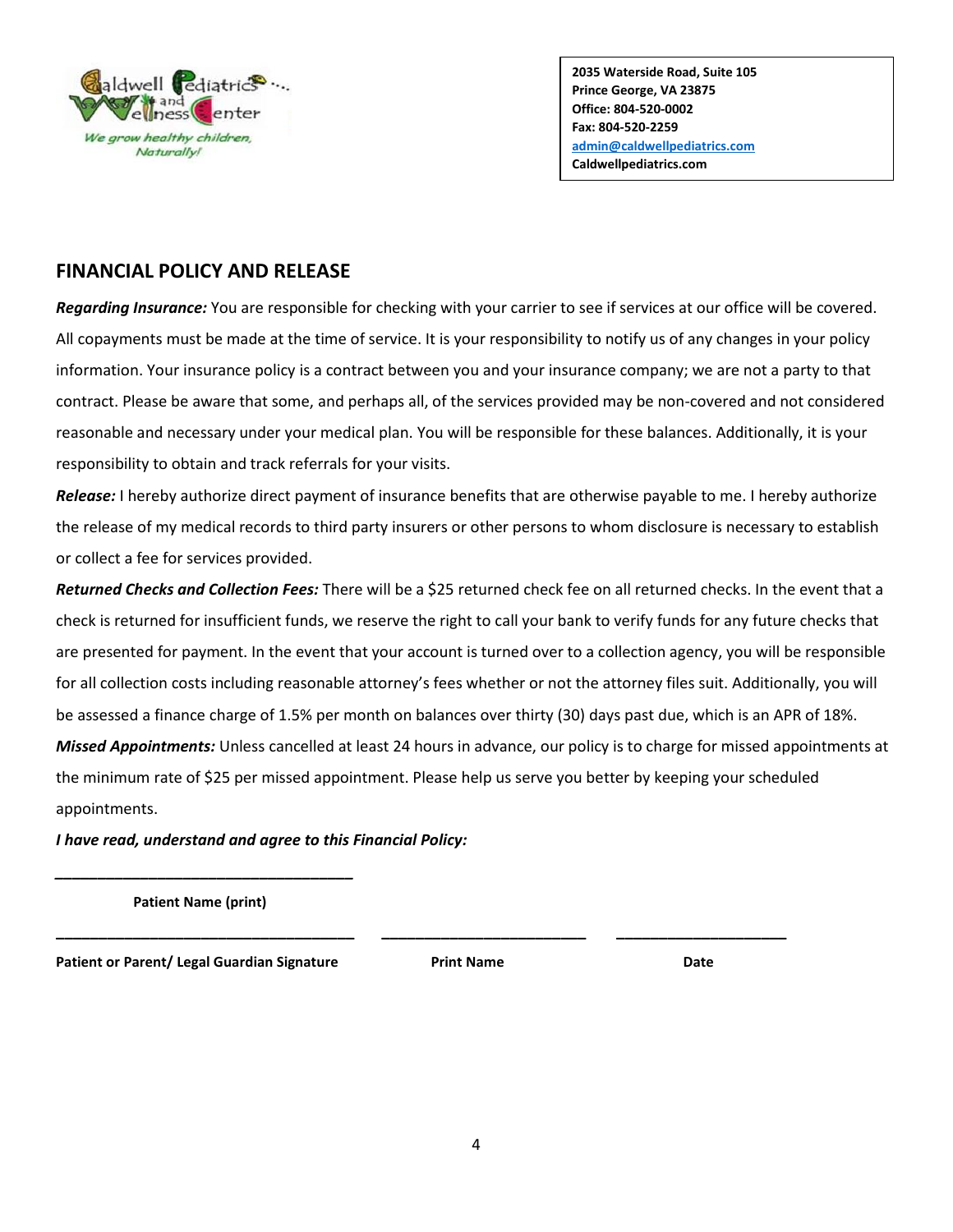Caldwell Pediatrics and Wellness Center
*We grow healthy children, Naturally!*

**2035 Waterside Road, Suite 105**
**Prince George, VA 23875**
**Office: 804-520-0002**
**Fax: 804-520-2259**
**admin@caldwellpediatrics.com**
**Caldwellpediatrics.com**

## FINANCIAL POLICY AND RELEASE

***Regarding Insurance:*** You are responsible for checking with your carrier to see if services at our office will be covered. All copayments must be made at the time of service. It is your responsibility to notify us of any changes in your policy information. Your insurance policy is a contract between you and your insurance company; we are not a party to that contract. Please be aware that some, and perhaps all, of the services provided may be non-covered and not considered reasonable and necessary under your medical plan. You will be responsible for these balances. Additionally, it is your responsibility to obtain and track referrals for your visits.

***Release:*** I hereby authorize direct payment of insurance benefits that are otherwise payable to me. I hereby authorize the release of my medical records to third party insurers or other persons to whom disclosure is necessary to establish or collect a fee for services provided.

***Returned Checks and Collection Fees:*** There will be a $25 returned check fee on all returned checks. In the event that a check is returned for insufficient funds, we reserve the right to call your bank to verify funds for any future checks that are presented for payment. In the event that your account is turned over to a collection agency, you will be responsible for all collection costs including reasonable attorney's fees whether or not the attorney files suit. Additionally, you will be assessed a finance charge of 1.5% per month on balances over thirty (30) days past due, which is an APR of 18%.

***Missed Appointments:*** Unless cancelled at least 24 hours in advance, our policy is to charge for missed appointments at the minimum rate of $25 per missed appointment. Please help us serve you better by keeping your scheduled appointments.

***I have read, understand and agree to this Financial Policy:***

_________________________________

**Patient Name (print)**

_________________________________ _________________________ _____________________

**Patient or Parent/ Legal Guardian Signature** **Print Name** **Date**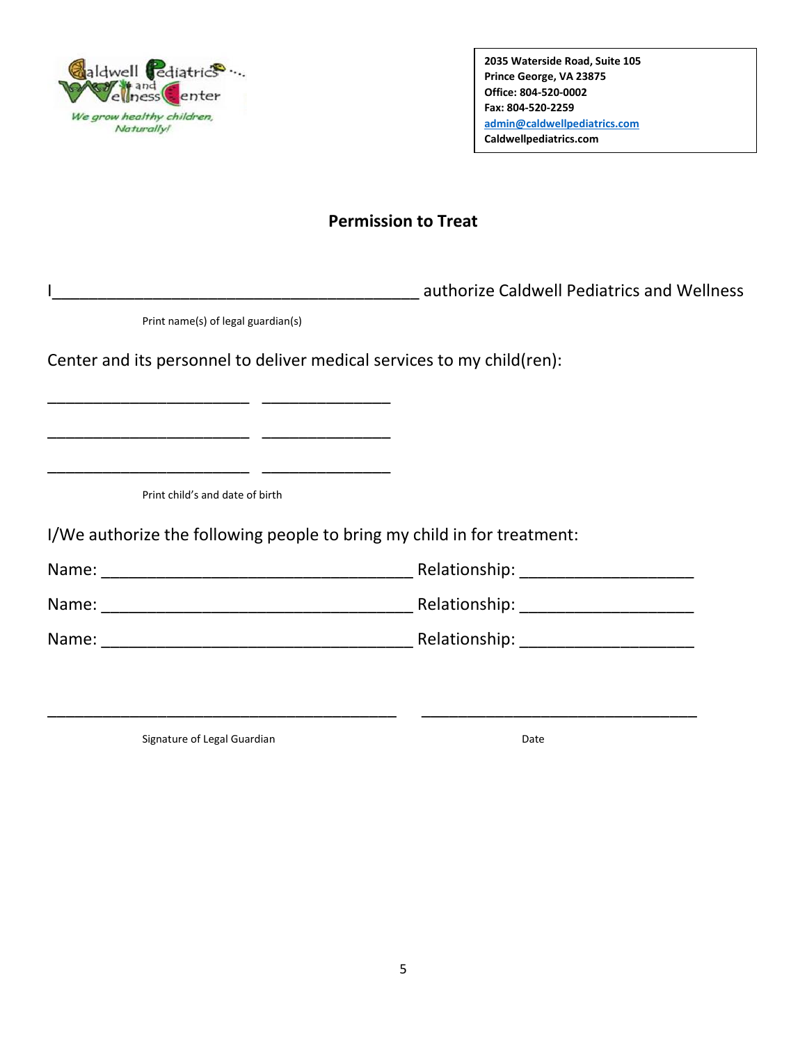Caldwell Pediatrics and Wellness Center

*We grow healthy children, Naturally!*

**2035 Waterside Road, Suite 105**
**Prince George, VA 23875**
**Office: 804-520-0002**
**Fax: 804-520-2259**
**admin@caldwellpediatrics.com**
**Caldwellpediatrics.com**

## Permission to Treat

I_________________________________________ authorize Caldwell Pediatrics and Wellness

Print name(s) of legal guardian(s)

Center and its personnel to deliver medical services to my child(ren):

_______________________ _______________

_______________________ _______________

_______________________ _______________

Print child's and date of birth

I/We authorize the following people to bring my child in for treatment:

Name: ___________________________________ Relationship: ___________________

Name: ___________________________________ Relationship: ___________________

Name: ___________________________________ Relationship: ___________________

_______________________________________ ______________________________

Signature of Legal Guardian Date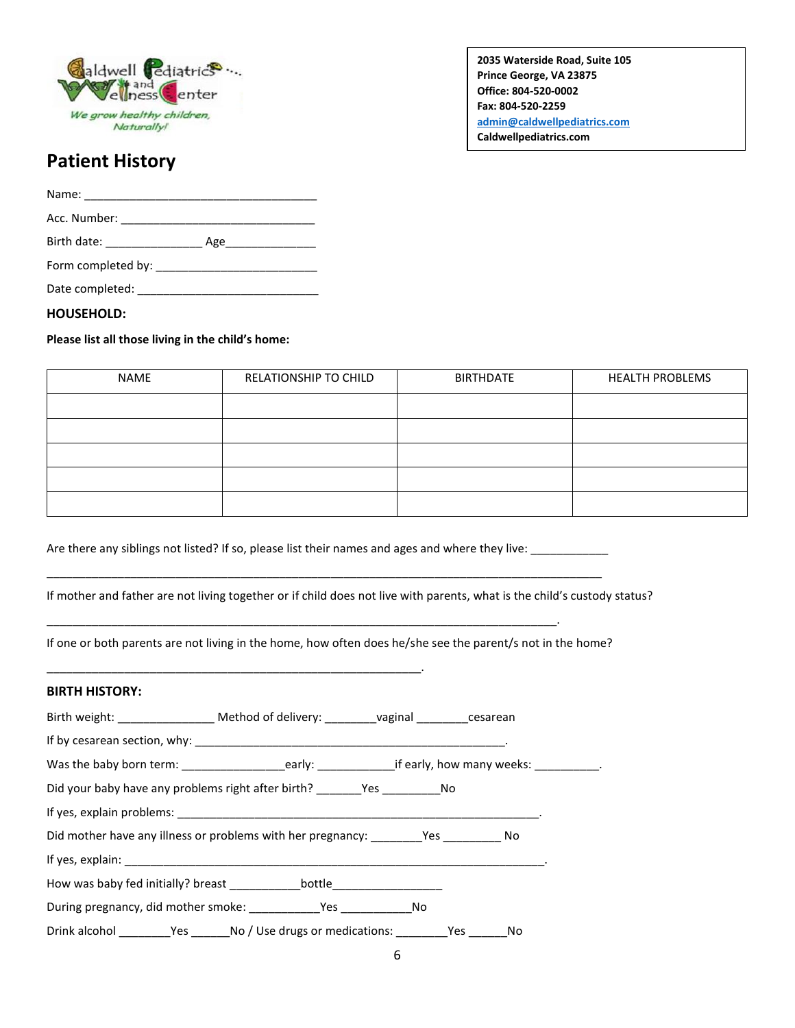Caldwell Pediatrics and Wellness Center

*We grow healthy children, Naturally!*

**2035 Waterside Road, Suite 105**
**Prince George, VA 23875**
**Office: 804-520-0002**
**Fax: 804-520-2259**
**admin@caldwellpediatrics.com**
**Caldwellpediatrics.com**

## Patient History

Name: ____________________________________

Acc. Number: ______________________________

Birth date: _______________ Age______________

Form completed by: _________________________

Date completed: ____________________________

**HOUSEHOLD:**

**Please list all those living in the child's home:**

| NAME | RELATIONSHIP TO CHILD | BIRTHDATE | HEALTH PROBLEMS |
|---|---|---|---|
| | | | |
| | | | |
| | | | |
| | | | |
| | | | |

Are there any siblings not listed? If so, please list their names and ages and where they live: ____________

_____________________________________________________________________________________

If mother and father are not living together or if child does not live with parents, what is the child's custody status?

_____________________________________________________________________________________.

If one or both parents are not living in the home, how often does he/she see the parent/s not in the home?

__________________________________________________________.

**BIRTH HISTORY:**

Birth weight: _______________ Method of delivery: ________vaginal ________cesarean

If by cesarean section, why: _________________________________________________.

Was the baby born term: ________________early: ____________if early, how many weeks: __________.

Did your baby have any problems right after birth? _______Yes _________No

If yes, explain problems: _________________________________________________________.

Did mother have any illness or problems with her pregnancy: ________Yes _________ No

If yes, explain: __________________________________________________________________.

How was baby fed initially? breast ___________bottle_________________

During pregnancy, did mother smoke: ___________Yes ___________No

Drink alcohol ________Yes ______No / Use drugs or medications: ________Yes ______No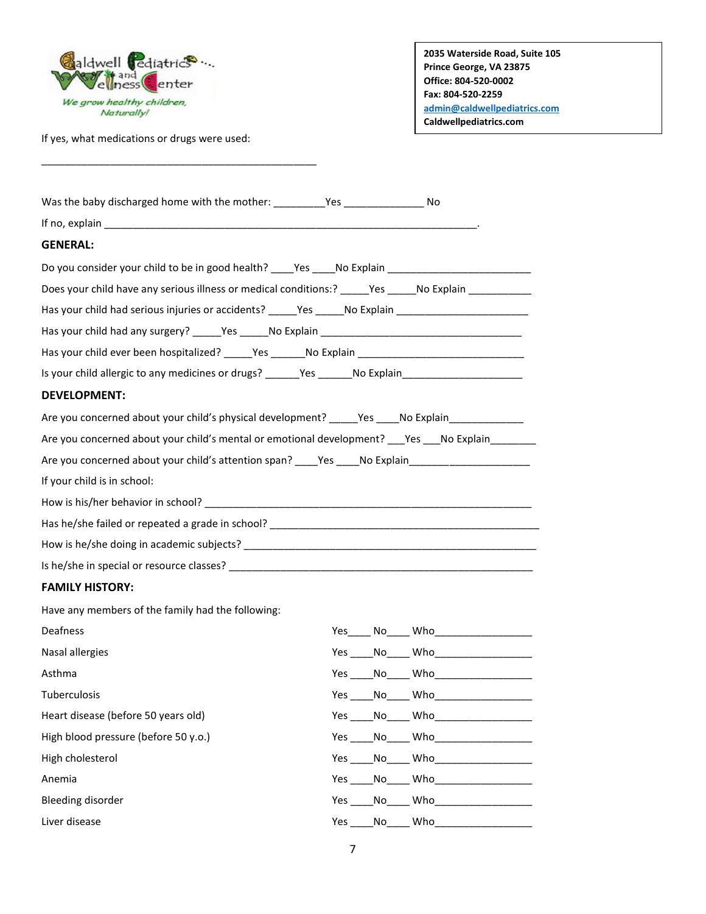2035 Waterside Road, Suite 105
Prince George, VA 23875
Office: 804-520-0002
Fax: 804-520-2259
admin@caldwellpediatrics.com
Caldwellpediatrics.com

If yes, what medications or drugs were used:

_________________________________________________

Was the baby discharged home with the mother: _________Yes ______________ No

If no, explain ___________________________________________________________________.

**GENERAL:**

Do you consider your child to be in good health? ____Yes ____No Explain _________________________

Does your child have any serious illness or medical conditions:? _____Yes _____No Explain ___________

Has your child had serious injuries or accidents? _____Yes _____No Explain _______________________

Has your child had any surgery? _____Yes _____No Explain ___________________________________

Has your child ever been hospitalized? _____Yes ______No Explain _____________________________

Is your child allergic to any medicines or drugs? ______Yes ______No Explain____________________

**DEVELOPMENT:**

Are you concerned about your child's physical development? _____Yes ____No Explain_____________

Are you concerned about your child's mental or emotional development? ___Yes ___No Explain________

Are you concerned about your child's attention span? ____Yes ____No Explain______________________

If your child is in school:

How is his/her behavior in school? __________________________________________________________

Has he/she failed or repeated a grade in school? ______________________________________________

How is he/she doing in academic subjects? ___________________________________________________

Is he/she in special or resource classes? _____________________________________________________

**FAMILY HISTORY:**

Have any members of the family had the following:

| Condition | | |
|---|---|---|
| Deafness | Yes____ No____ | Who_________________ |
| Nasal allergies | Yes ____No____ | Who_________________ |
| Asthma | Yes ____No____ | Who_________________ |
| Tuberculosis | Yes ____No____ | Who_________________ |
| Heart disease (before 50 years old) | Yes ____No____ | Who_________________ |
| High blood pressure (before 50 y.o.) | Yes ____No____ | Who_________________ |
| High cholesterol | Yes ____No____ | Who_________________ |
| Anemia | Yes ____No____ | Who_________________ |
| Bleeding disorder | Yes ____No____ | Who_________________ |
| Liver disease | Yes ____No____ | Who_________________ |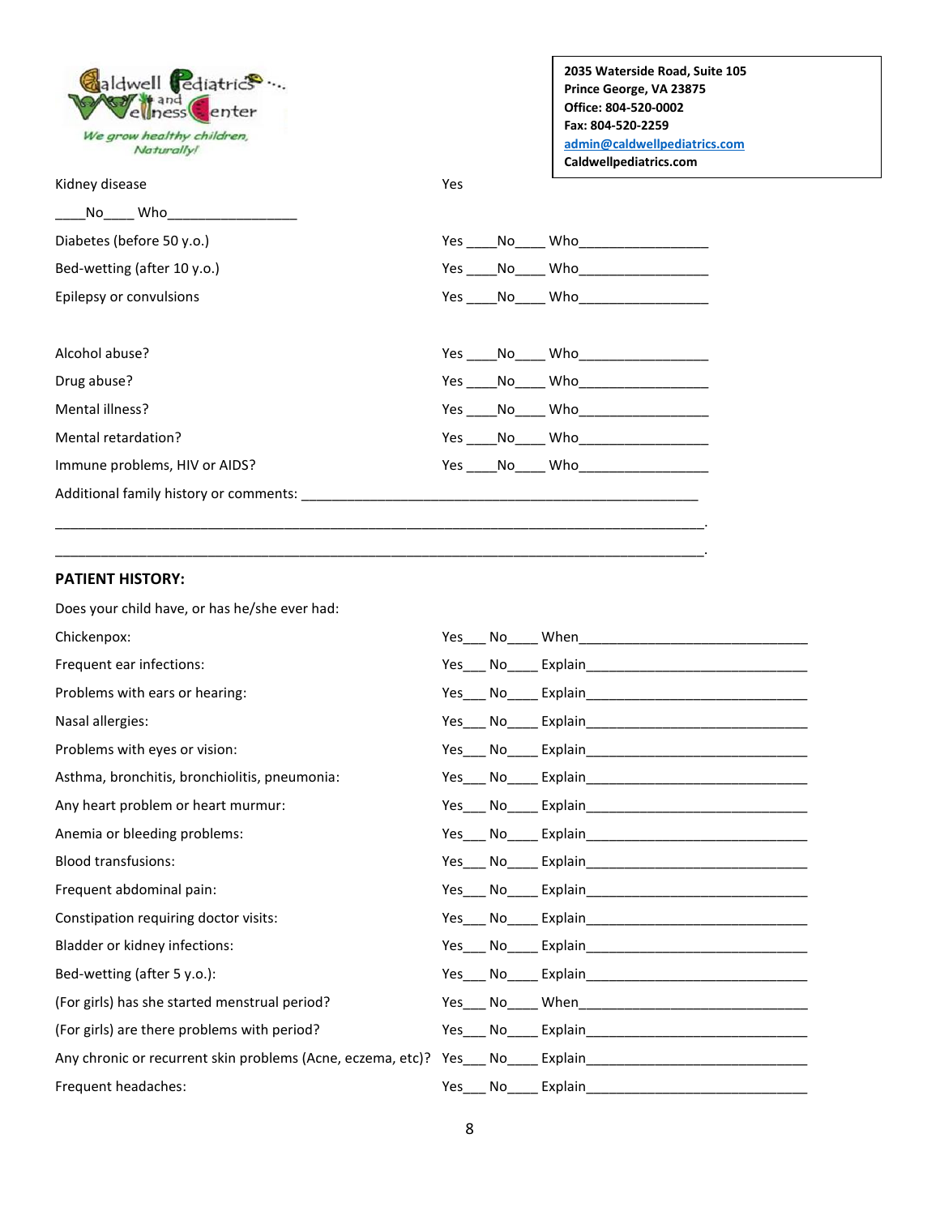Caldwell Pediatrics and Wellness Center

*We grow healthy children, Naturally!*

**2035 Waterside Road, Suite 105**
**Prince George, VA 23875**
**Office: 804-520-0002**
**Fax: 804-520-2259**
**admin@caldwellpediatrics.com**
**Caldwellpediatrics.com**

Kidney disease Yes

____No____ Who_________________

Diabetes (before 50 y.o.) Yes ____No____ Who_________________

Bed-wetting (after 10 y.o.) Yes ____No____ Who_________________

Epilepsy or convulsions Yes ____No____ Who_________________

Alcohol abuse? Yes ____No____ Who_________________

Drug abuse? Yes ____No____ Who_________________

Mental illness? Yes ____No____ Who_________________

Mental retardation? Yes ____No____ Who_________________

Immune problems, HIV or AIDS? Yes ____No____ Who_________________

Additional family history or comments: _____________________________________________________

_____________________________________________________________________________________.

_____________________________________________________________________________________.

**PATIENT HISTORY:**

Does your child have, or has he/she ever had:

Chickenpox: Yes___ No____ When_____________________________

Frequent ear infections: Yes___ No____ Explain_____________________________

Problems with ears or hearing: Yes___ No____ Explain_____________________________

Nasal allergies: Yes___ No____ Explain_____________________________

Problems with eyes or vision: Yes___ No____ Explain_____________________________

Asthma, bronchitis, bronchiolitis, pneumonia: Yes___ No____ Explain_____________________________

Any heart problem or heart murmur: Yes___ No____ Explain_____________________________

Anemia or bleeding problems: Yes___ No____ Explain_____________________________

Blood transfusions: Yes___ No____ Explain_____________________________

Frequent abdominal pain: Yes___ No____ Explain_____________________________

Constipation requiring doctor visits: Yes___ No____ Explain_____________________________

Bladder or kidney infections: Yes___ No____ Explain_____________________________

Bed-wetting (after 5 y.o.): Yes___ No____ Explain_____________________________

(For girls) has she started menstrual period? Yes___ No____ When_____________________________

(For girls) are there problems with period? Yes___ No____ Explain_____________________________

Any chronic or recurrent skin problems (Acne, eczema, etc)? Yes___ No____ Explain_____________________________

Frequent headaches: Yes___ No____ Explain_____________________________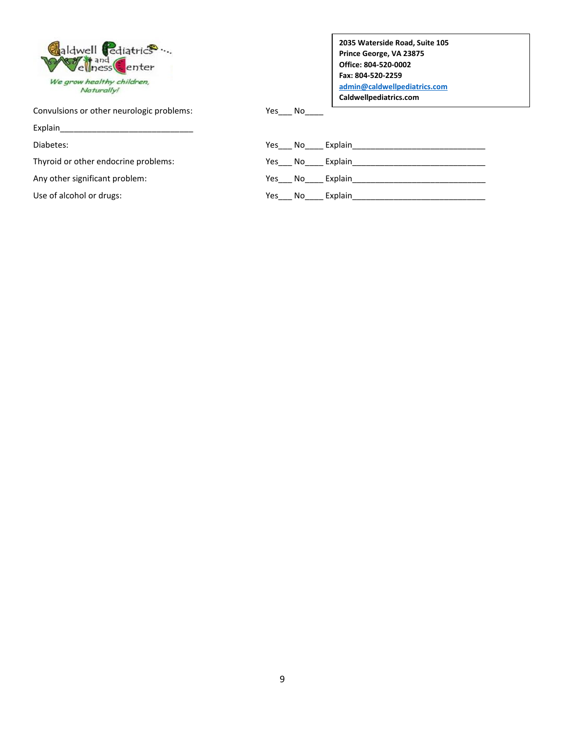**2035 Waterside Road, Suite 105**
**Prince George, VA 23875**
**Office: 804-520-0002**
**Fax: 804-520-2259**
**admin@caldwellpediatrics.com**
**Caldwellpediatrics.com**

Convulsions or other neurologic problems: Yes___ No____

Explain_____________________________

Diabetes: Yes___ No____ Explain_____________________________

Thyroid or other endocrine problems: Yes___ No____ Explain_____________________________

Any other significant problem: Yes___ No____ Explain_____________________________

Use of alcohol or drugs: Yes___ No____ Explain_____________________________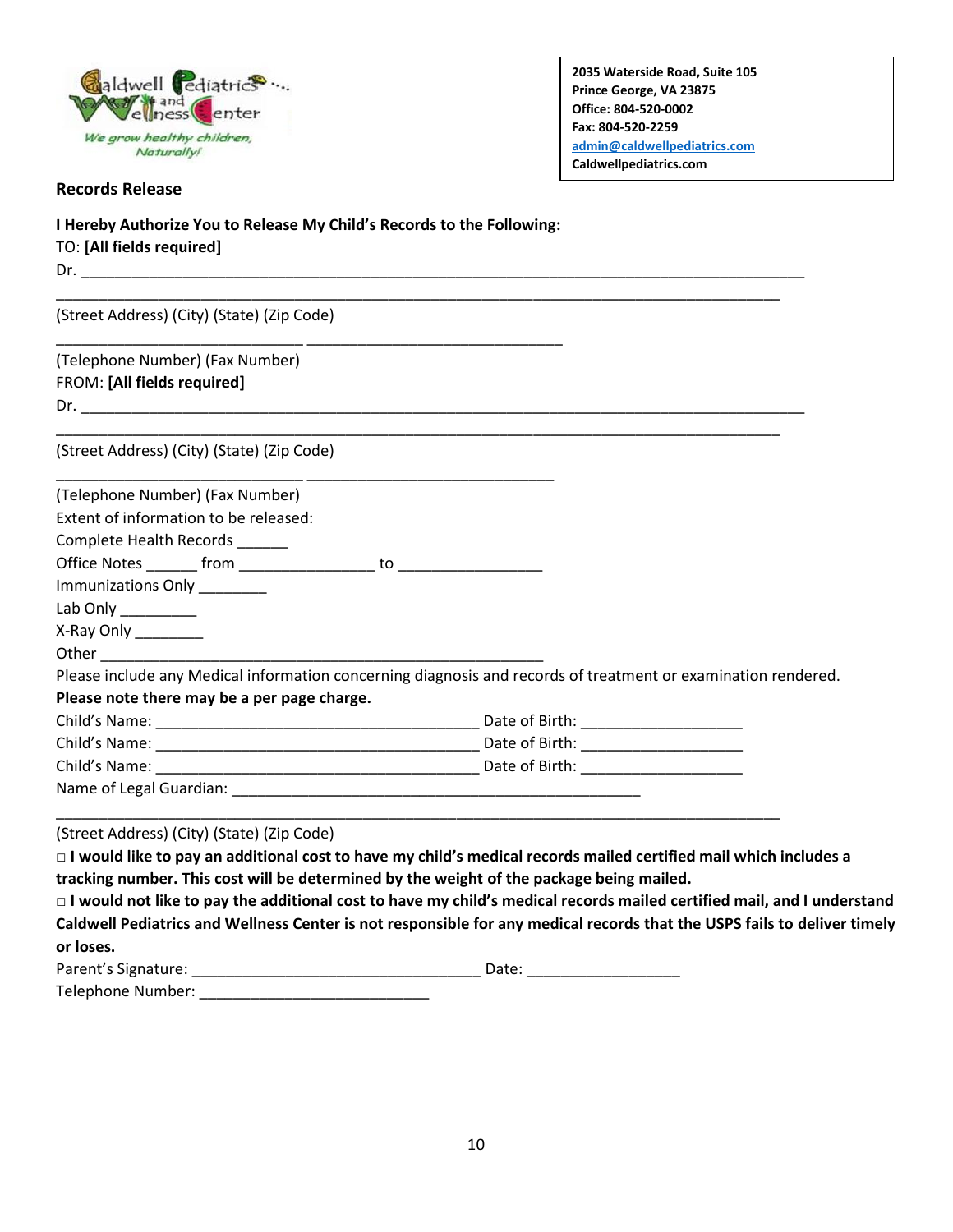Caldwell Pediatrics and Wellness Center

*We grow healthy children, Naturally!*

**2035 Waterside Road, Suite 105**
**Prince George, VA 23875**
**Office: 804-520-0002**
**Fax: 804-520-2259**
**admin@caldwellpediatrics.com**
**Caldwellpediatrics.com**

## Records Release

**I Hereby Authorize You to Release My Child's Records to the Following:**

TO: **[All fields required]**

Dr. ___________________________________________________________________________________

___________________________________________________________________________________

(Street Address) (City) (State) (Zip Code)

____________________________ ____________________________

(Telephone Number) (Fax Number)

FROM: **[All fields required]**

Dr. ___________________________________________________________________________________

___________________________________________________________________________________

(Street Address) (City) (State) (Zip Code)

____________________________ ____________________________

(Telephone Number) (Fax Number)

Extent of information to be released:

Complete Health Records ______

Office Notes ______ from _______________ to ________________

Immunizations Only ________

Lab Only _________

X-Ray Only ________

Other ___________________________________________________

Please include any Medical information concerning diagnosis and records of treatment or examination rendered.

**Please note there may be a per page charge.**

Child's Name: ____________________________________ Date of Birth: __________________

Child's Name: ____________________________________ Date of Birth: __________________

Child's Name: ____________________________________ Date of Birth: __________________

Name of Legal Guardian: _____________________________________________

___________________________________________________________________________________

(Street Address) (City) (State) (Zip Code)

□ **I would like to pay an additional cost to have my child's medical records mailed certified mail which includes a tracking number. This cost will be determined by the weight of the package being mailed.**

□ **I would not like to pay the additional cost to have my child's medical records mailed certified mail, and I understand Caldwell Pediatrics and Wellness Center is not responsible for any medical records that the USPS fails to deliver timely or loses.**

Parent's Signature: ________________________________ Date: _________________

Telephone Number: __________________________